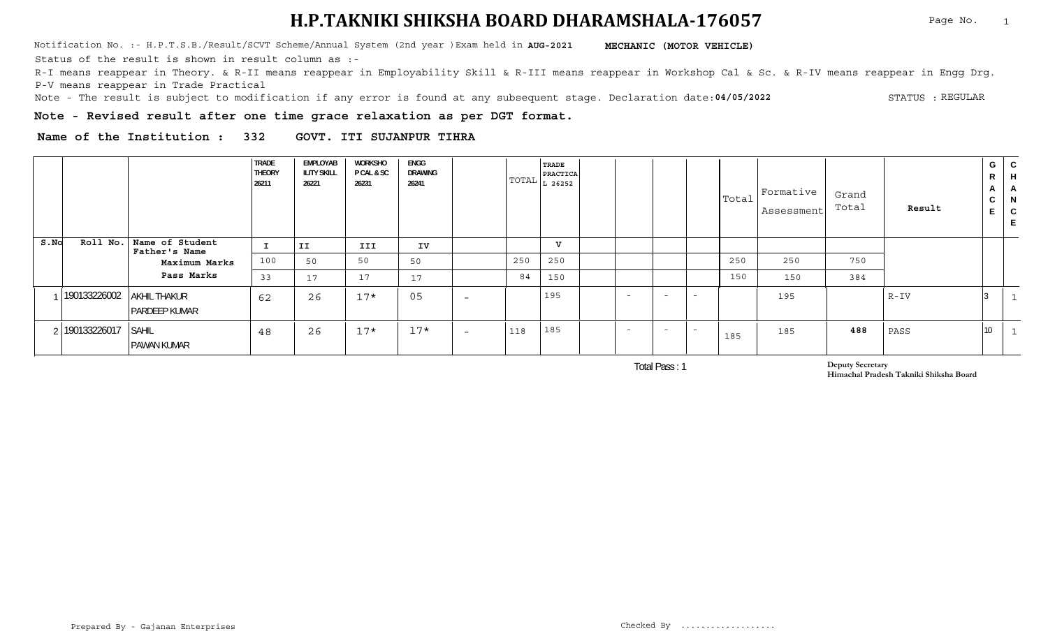# H.P.TAKNIKI SHIKSHA BOARD DHARAMSHALA-176057

Notification No. :- H.P.T.S.B./Result/SCVT Scheme/Annual System (2nd year )Exam held in **AUG-2021** **MECHANIC (MOTOR VEHICLE)**

Status of the result is shown in result column as :-

R-I means reappear in Theory. & R-II means reappear in Employability Skill & R-III means reappear in Workshop Cal & Sc. & R-IV means reappear in Engg Drg.

P-V means reappear in Trade Practical

Note - The result is subject to modification if any error is found at any subsequent stage. Declaration date:**04/05/2022** STATUS : REGULAR

**Note - Revised result after one time grace relaxation as per DGT format.**

**Name of the Institution : 332 GOVT. ITI SUJANPUR TIHRA**

| S.No | Roll No. | Name of Student / Father's Name | TRADE THEORY 26211 | EMPLOYABILITY SKILL 26221 | WORKSHOP CAL & SC 26231 | ENGG DRAWING 26241 | | TOTAL | TRADE PRACTICAL 26252 | | | | | Total | Formative Assessment | Grand Total | Result | GRACE | CHANCE |
|---|---|---|---|---|---|---|---|---|---|---|---|---|---|---|---|---|---|---|---|
| | | | I | II | III | IV | | | V | | | | | | | | | | |
| | | Maximum Marks | 100 | 50 | 50 | 50 | | 250 | 250 | | | | | 250 | 250 | 750 | | | |
| | | Pass Marks | 33 | 17 | 17 | 17 | | 84 | 150 | | | | | 150 | 150 | 384 | | | |
| 1 | 190133226002 | AKHIL THAKUR / PARDEEP KUMAR | 62 | 26 | 17* | 05 | - | | 195 | | - | - | - | | 195 | | R-IV | 3 | 1 |
| 2 | 190133226017 | SAHIL / PAWAN KUMAR | 48 | 26 | 17* | 17* | - | 118 | 185 | | - | - | - | 185 | 185 | **488** | PASS | 10 | 1 |

Total Pass : 1

**Deputy Secretary**
**Himachal Pradesh Takniki Shiksha Board**

Prepared By - Gajanan Enterprises

Checked By ..................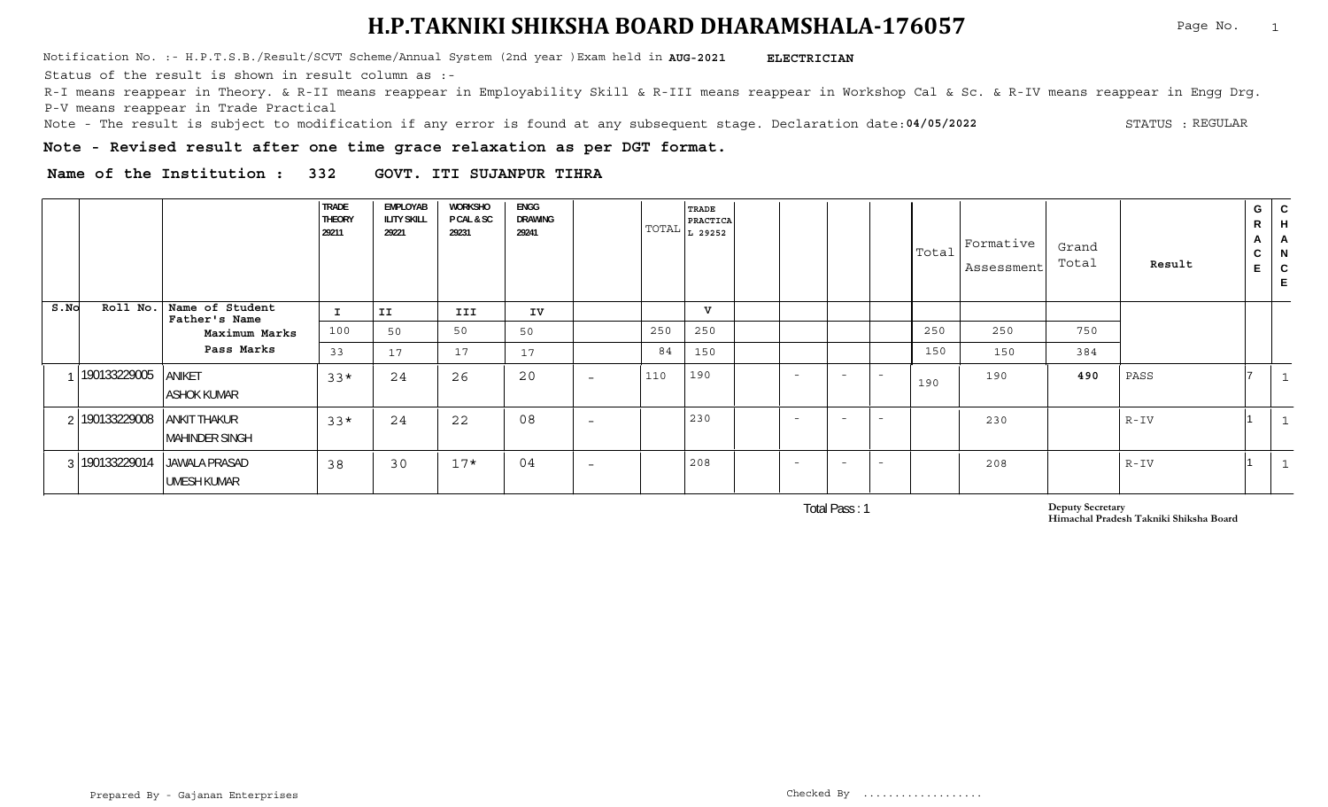# H.P.TAKNIKI SHIKSHA BOARD DHARAMSHALA-176057

Notification No. :- H.P.T.S.B./Result/SCVT Scheme/Annual System (2nd year )Exam held in **AUG-2021** **ELECTRICIAN**

Status of the result is shown in result column as :-

R-I means reappear in Theory. & R-II means reappear in Employability Skill & R-III means reappear in Workshop Cal & Sc. & R-IV means reappear in Engg Drg. P-V means reappear in Trade Practical

Note - The result is subject to modification if any error is found at any subsequent stage. Declaration date:**04/05/2022** STATUS : REGULAR

**Note - Revised result after one time grace relaxation as per DGT format.**

**Name of the Institution : 332 GOVT. ITI SUJANPUR TIHRA**

| S.No | Roll No. | Name of Student / Father's Name | TRADE THEORY 29211 | EMPLOYABILITY SKILL 29221 | WORKSHOP CAL & SC 29231 | ENGG DRAWING 29241 | | TOTAL | TRADE PRACTICAL 29252 | | | | | Total | Formative Assessment | Grand Total | Result | GRACE | CHANCE |
|---|---|---|---|---|---|---|---|---|---|---|---|---|---|---|---|---|---|---|---|
| | | | I | II | III | IV | | | V | | | | | | | | | | |
| | | Maximum Marks | 100 | 50 | 50 | 50 | | 250 | 250 | | | | | 250 | 250 | 750 | | | |
| | | Pass Marks | 33 | 17 | 17 | 17 | | 84 | 150 | | | | | 150 | 150 | 384 | | | |
| 1 | 190133229005 | ANIKET / ASHOK KUMAR | 33* | 24 | 26 | 20 | - | 110 | 190 | | - | - | - | 190 | 190 | **490** | PASS | 7 | 1 |
| 2 | 190133229008 | ANKIT THAKUR / MAHINDER SINGH | 33* | 24 | 22 | 08 | - | | 230 | | - | - | - | | 230 | | R-IV | 1 | 1 |
| 3 | 190133229014 | JAWALA PRASAD / UMESH KUMAR | 38 | 30 | 17* | 04 | - | | 208 | | - | - | - | | 208 | | R-IV | 1 | 1 |

Total Pass : 1

Deputy Secretary
Himachal Pradesh Takniki Shiksha Board

Prepared By - Gajanan Enterprises

Checked By ...................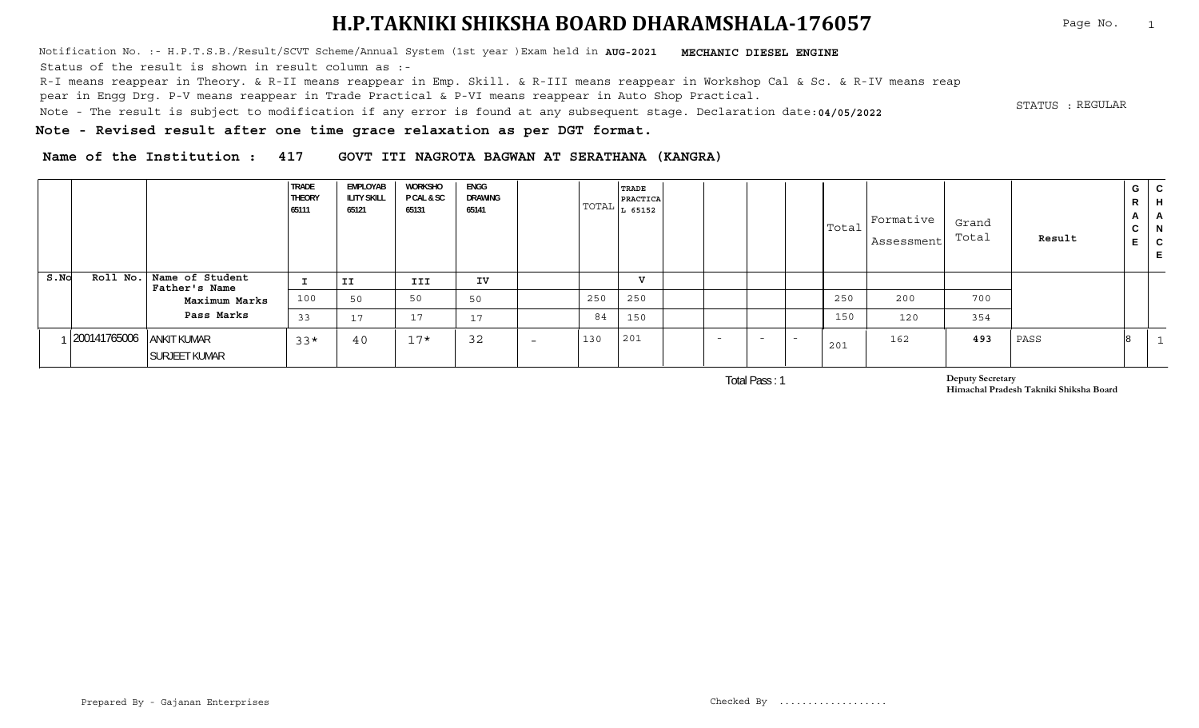# H.P.TAKNIKI SHIKSHA BOARD DHARAMSHALA-176057

Notification No. :- H.P.T.S.B./Result/SCVT Scheme/Annual System (1st year )Exam held in **AUG-2021** **MECHANIC DIESEL ENGINE**

Status of the result is shown in result column as :-

R-I means reappear in Theory. & R-II means reappear in Emp. Skill. & R-III means reappear in Workshop Cal & Sc. & R-IV means reappear in Engg Drg. P-V means reappear in Trade Practical & P-VI means reappear in Auto Shop Practical.

Note - The result is subject to modification if any error is found at any subsequent stage. Declaration date:**04/05/2022**

STATUS : REGULAR

**Note - Revised result after one time grace relaxation as per DGT format.**

**Name of the Institution : 417 GOVT ITI NAGROTA BAGWAN AT SERATHANA (KANGRA)**

| S.No | Roll No. | Name of Student / Father's Name | TRADE THEORY 65111 | EMPLOYABILITY SKILL 65121 | WORKSHOP CAL & SC 65131 | ENGG DRAWING 65141 | | TOTAL | TRADE PRACTICAL 65152 | | | | | Total | Formative Assessment | Grand Total | Result | GRACE | CHANCE |
|---|---|---|---|---|---|---|---|---|---|---|---|---|---|---|---|---|---|---|---|
| | | | I | II | III | IV | | | V | | | | | | | | | | |
| | | Maximum Marks | 100 | 50 | 50 | 50 | | 250 | 250 | | | | | 250 | 200 | 700 | | | |
| | | Pass Marks | 33 | 17 | 17 | 17 | | 84 | 150 | | | | | 150 | 120 | 354 | | | |
| 1 | 200141765006 | ANKIT KUMAR / SURJEET KUMAR | 33* | 40 | 17* | 32 | - | 130 | 201 | | - | - | - | 201 | 162 | **493** | PASS | 8 | 1 |

Total Pass : 1

Deputy Secretary
Himachal Pradesh Takniki Shiksha Board

Prepared By - Gajanan Enterprises

Checked By ..................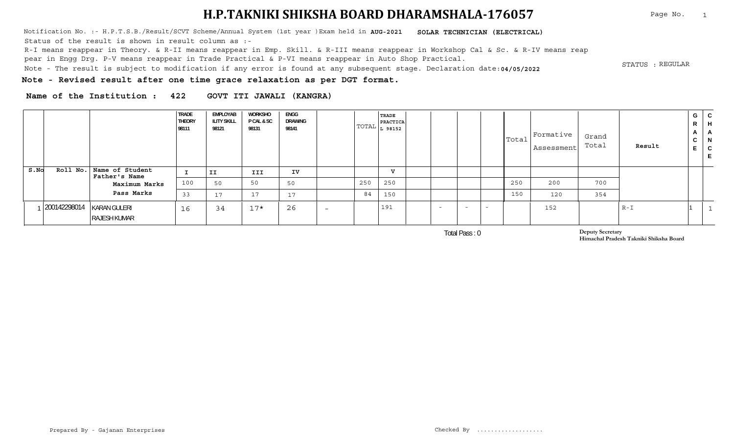# H.P.TAKNIKI SHIKSHA BOARD DHARAMSHALA-176057

Notification No. :- H.P.T.S.B./Result/SCVT Scheme/Annual System (1st year )Exam held in **AUG-2021** **SOLAR TECHNICIAN (ELECTRICAL)**

Status of the result is shown in result column as :-

R-I means reappear in Theory. & R-II means reappear in Emp. Skill. & R-III means reappear in Workshop Cal & Sc. & R-IV means reappear in Engg Drg. P-V means reappear in Trade Practical & P-VI means reappear in Auto Shop Practical.

Note - The result is subject to modification if any error is found at any subsequent stage. Declaration date:**04/05/2022**

STATUS : REGULAR

**Note - Revised result after one time grace relaxation as per DGT format.**

**Name of the Institution : 422 GOVT ITI JAWALI (KANGRA)**

| S.No | Roll No. | Name of Student / Father's Name | TRADE THEORY 98111 | EMPLOYABILITY SKILL 98121 | WORKSHOP CAL & SC 98131 | ENGG DRAWING 98141 | | TOTAL | TRADE PRACTICAL 98152 | | | | | Total | Formative Assessment | Grand Total | Result | GRACE | CHANCE |
|---|---|---|---|---|---|---|---|---|---|---|---|---|---|---|---|---|---|---|---|
| | | | I | II | III | IV | | | V | | | | | | | | | | |
| | | Maximum Marks | 100 | 50 | 50 | 50 | | 250 | 250 | | | | | 250 | 200 | 700 | | | |
| | | Pass Marks | 33 | 17 | 17 | 17 | | 84 | 150 | | | | | 150 | 120 | 354 | | | |
| 1 | 200142298014 | KARAN GULERI / RAJESH KUMAR | 16 | 34 | 17* | 26 | - | | 191 | | - | - | - | | 152 | | R-I | 1 | 1 |

Total Pass : 0

**Deputy Secretary**
**Himachal Pradesh Takniki Shiksha Board**

Prepared By - Gajanan Enterprises

Checked By ..................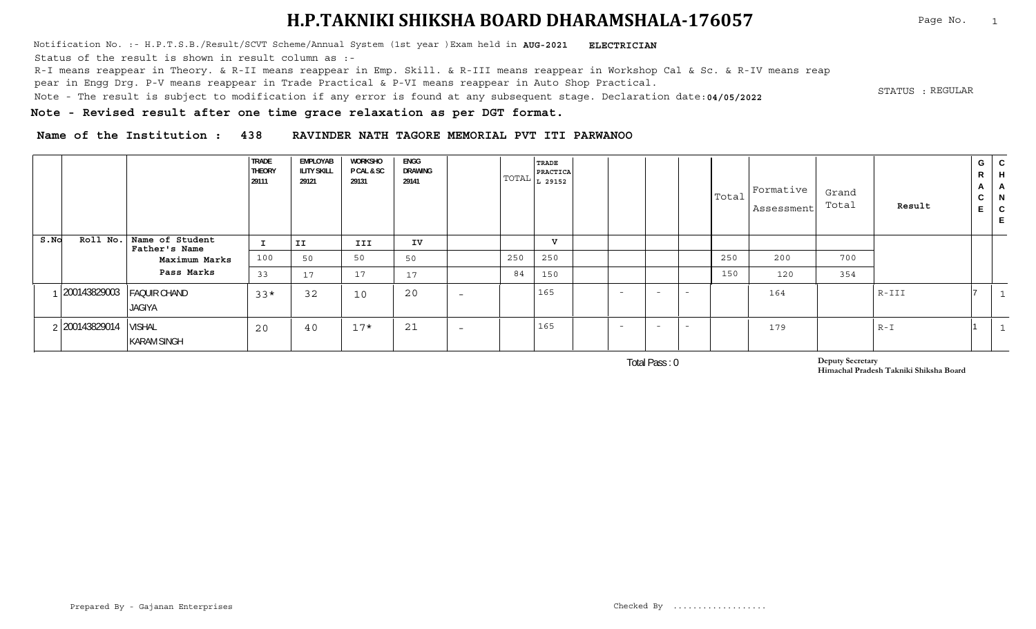# H.P.TAKNIKI SHIKSHA BOARD DHARAMSHALA-176057

Notification No. :- H.P.T.S.B./Result/SCVT Scheme/Annual System (1st year )Exam held in **AUG-2021** **ELECTRICIAN**

Status of the result is shown in result column as :-

R-I means reappear in Theory. & R-II means reappear in Emp. Skill. & R-III means reappear in Workshop Cal & Sc. & R-IV means reappear in Engg Drg. P-V means reappear in Trade Practical & P-VI means reappear in Auto Shop Practical.

Note - The result is subject to modification if any error is found at any subsequent stage. Declaration date:**04/05/2022**

STATUS : REGULAR

**Note - Revised result after one time grace relaxation as per DGT format.**

**Name of the Institution : 438 RAVINDER NATH TAGORE MEMORIAL PVT ITI PARWANOO**

| S.No | Roll No. | Name of Student / Father's Name | TRADE THEORY 29111 | EMPLOYABILITY SKILL 29121 | WORKSHOP CAL & SC 29131 | ENGG DRAWING 29141 | | TOTAL | TRADE PRACTICAL 29152 | | | | | Total | Formative Assessment | Grand Total | Result | GRACE | CHANCE |
|---|---|---|---|---|---|---|---|---|---|---|---|---|---|---|---|---|---|---|---|
| | | | I | II | III | IV | | | V | | | | | | | | | | |
| | | Maximum Marks | 100 | 50 | 50 | 50 | | 250 | 250 | | | | | 250 | 200 | 700 | | | |
| | | Pass Marks | 33 | 17 | 17 | 17 | | 84 | 150 | | | | | 150 | 120 | 354 | | | |
| 1 | 200143829003 | FAQUIR CHAND<br>JAGIYA | 33* | 32 | 10 | 20 | - | | 165 | | - | - | - | | 164 | | R-III | 7 | 1 |
| 2 | 200143829014 | VISHAL<br>KARAM SINGH | 20 | 40 | 17* | 21 | - | | 165 | | - | - | - | | 179 | | R-I | 1 | 1 |

Total Pass : 0

Deputy Secretary
Himachal Pradesh Takniki Shiksha Board

Prepared By - Gajanan Enterprises

Checked By ..................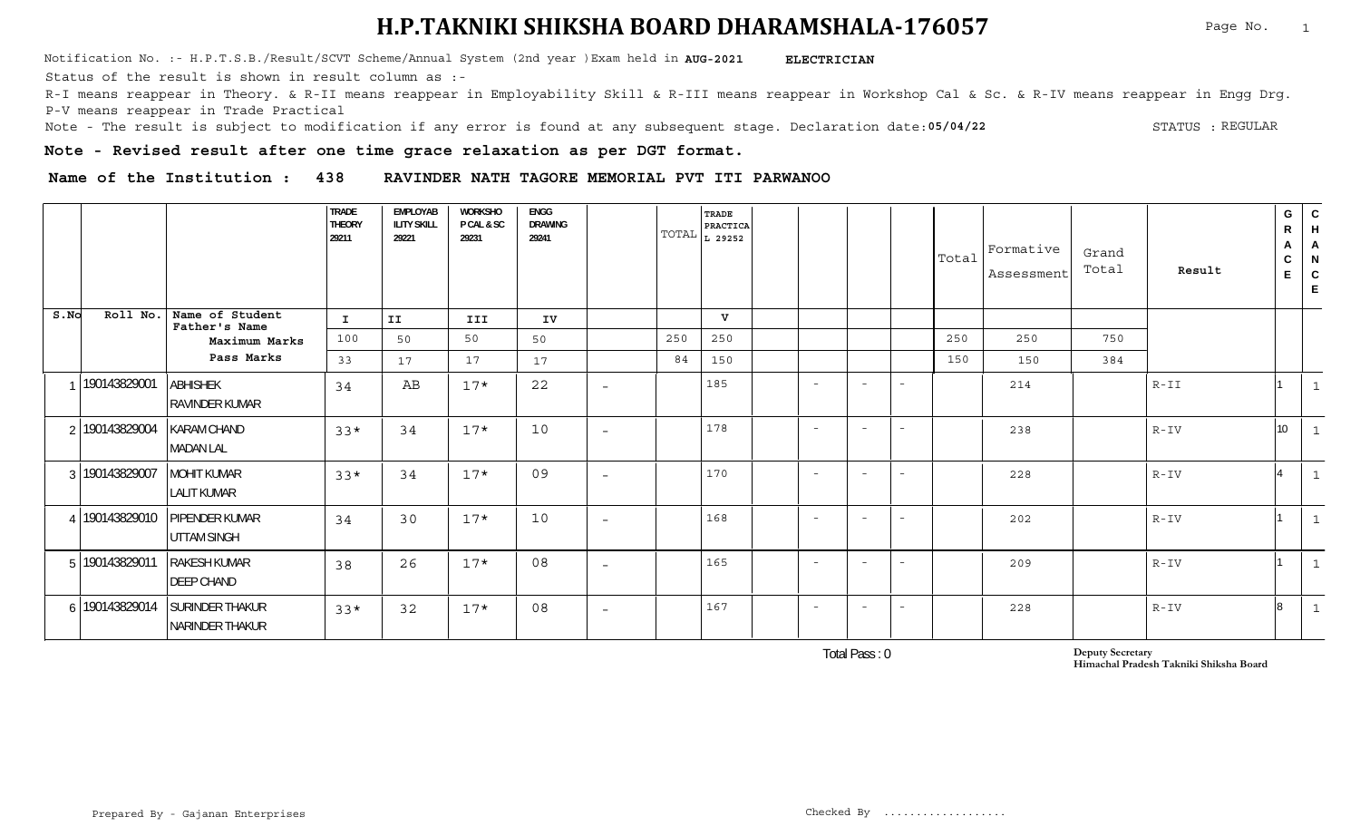# H.P.TAKNIKI SHIKSHA BOARD DHARAMSHALA-176057

Notification No. :- H.P.T.S.B./Result/SCVT Scheme/Annual System (2nd year )Exam held in **AUG-2021** **ELECTRICIAN**

Status of the result is shown in result column as :-

R-I means reappear in Theory. & R-II means reappear in Employability Skill & R-III means reappear in Workshop Cal & Sc. & R-IV means reappear in Engg Drg.
P-V means reappear in Trade Practical

Note - The result is subject to modification if any error is found at any subsequent stage. Declaration date:**05/04/22** STATUS : REGULAR

**Note - Revised result after one time grace relaxation as per DGT format.**

**Name of the Institution : 438 RAVINDER NATH TAGORE MEMORIAL PVT ITI PARWANOO**

| S.No | Roll No. | Name of Student / Father's Name | TRADE THEORY 29211 | EMPLOYABILITY SKILL 29221 | WORKSHOP CAL & SC 29231 | ENGG DRAWING 29241 | | TOTAL | TRADE PRACTICAL 29252 | | | | | Total | Formative Assessment | Grand Total | Result | GRACE | CHANCE |
|---|---|---|---|---|---|---|---|---|---|---|---|---|---|---|---|---|---|---|---|
| | | | I | II | III | IV | | | V | | | | | | | | | | |
| | | Maximum Marks | 100 | 50 | 50 | 50 | | 250 | 250 | | | | | 250 | 250 | 750 | | | |
| | | Pass Marks | 33 | 17 | 17 | 17 | | 84 | 150 | | | | | 150 | 150 | 384 | | | |
| 1 | 190143829001 | ABHISHEK / RAVINDER KUMAR | 34 | AB | 17* | 22 | - | | 185 | | - | - | - | | 214 | | R-II | 1 | 1 |
| 2 | 190143829004 | KARAM CHAND / MADAN LAL | 33* | 34 | 17* | 10 | - | | 178 | | - | - | - | | 238 | | R-IV | 10 | 1 |
| 3 | 190143829007 | MOHIT KUMAR / LALIT KUMAR | 33* | 34 | 17* | 09 | - | | 170 | | - | - | - | | 228 | | R-IV | 4 | 1 |
| 4 | 190143829010 | PIPENDER KUMAR / UTTAM SINGH | 34 | 30 | 17* | 10 | - | | 168 | | - | - | - | | 202 | | R-IV | 1 | 1 |
| 5 | 190143829011 | RAKESH KUMAR / DEEP CHAND | 38 | 26 | 17* | 08 | - | | 165 | | - | - | - | | 209 | | R-IV | 1 | 1 |
| 6 | 190143829014 | SURINDER THAKUR / NARINDER THAKUR | 33* | 32 | 17* | 08 | - | | 167 | | - | - | - | | 228 | | R-IV | 8 | 1 |

Total Pass : 0

**Deputy Secretary**
**Himachal Pradesh Takniki Shiksha Board**

Prepared By - Gajanan Enterprises

Checked By ..................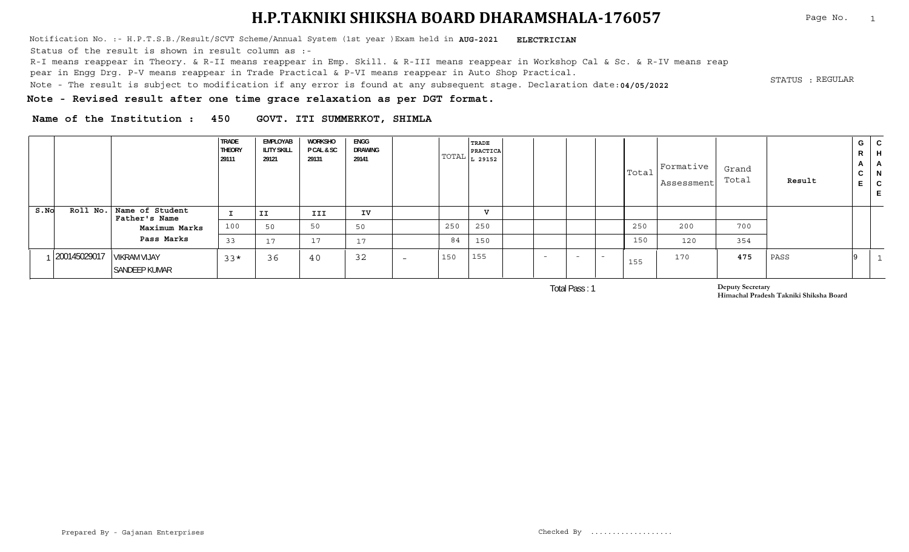# H.P.TAKNIKI SHIKSHA BOARD DHARAMSHALA-176057

Notification No. :- H.P.T.S.B./Result/SCVT Scheme/Annual System (1st year )Exam held in **AUG-2021** **ELECTRICIAN**

Status of the result is shown in result column as :-

R-I means reappear in Theory. & R-II means reappear in Emp. Skill. & R-III means reappear in Workshop Cal & Sc. & R-IV means reappear in Engg Drg. P-V means reappear in Trade Practical & P-VI means reappear in Auto Shop Practical.

Note - The result is subject to modification if any error is found at any subsequent stage. Declaration date:**04/05/2022**

STATUS : REGULAR

**Note - Revised result after one time grace relaxation as per DGT format.**

**Name of the Institution : 450 GOVT. ITI SUMMERKOT, SHIMLA**

| | | | TRADE THEORY 29111 | EMPLOYABILITY SKILL 29121 | WORKSHOP CAL & SC 29131 | ENGG DRAWING 29141 | | TOTAL | TRADE PRACTICAL 29152 | | | | | Total | Formative Assessment | Grand Total | Result | GRACE | CHANCE |
|---|---|---|---|---|---|---|---|---|---|---|---|---|---|---|---|---|---|---|---|
| S.No | Roll No. | Name of Student Father's Name | I | II | III | IV | | | V | | | | | | | | | | |
| | | Maximum Marks | 100 | 50 | 50 | 50 | | 250 | 250 | | | | | 250 | 200 | 700 | | | |
| | | Pass Marks | 33 | 17 | 17 | 17 | | 84 | 150 | | | | | 150 | 120 | 354 | | | |
| 1 | 200145029017 | VIKRAM VIJAY SANDEEP KUMAR | 33* | 36 | 40 | 32 | - | 150 | 155 | | - | - | - | 155 | 170 | **475** | PASS | 9 | 1 |

Total Pass : 1

**Deputy Secretary**
**Himachal Pradesh Takniki Shiksha Board**

Prepared By - Gajanan Enterprises

Checked By ..................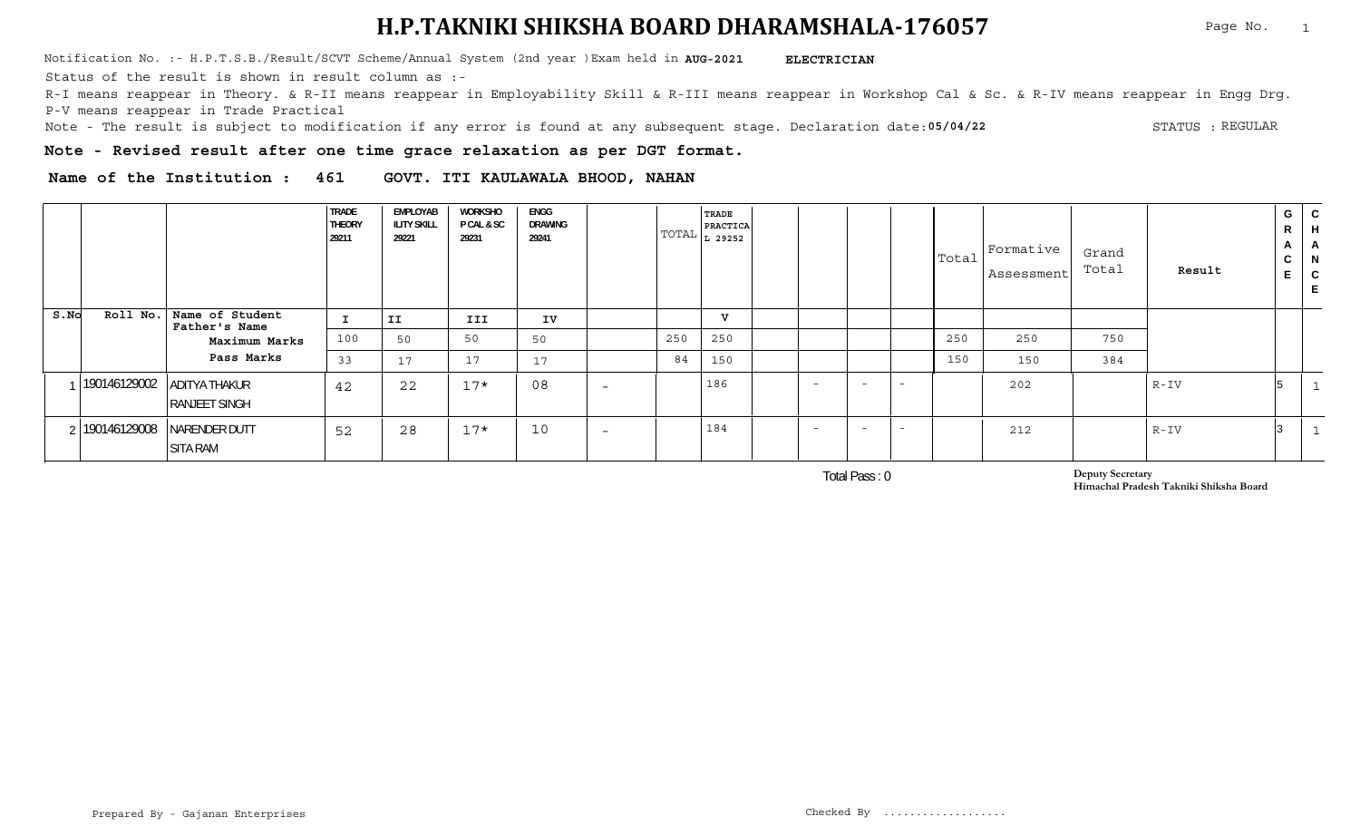# H.P.TAKNIKI SHIKSHA BOARD DHARAMSHALA-176057

Notification No. :- H.P.T.S.B./Result/SCVT Scheme/Annual System (2nd year )Exam held in **AUG-2021** **ELECTRICIAN**

Status of the result is shown in result column as :-

R-I means reappear in Theory. & R-II means reappear in Employability Skill & R-III means reappear in Workshop Cal & Sc. & R-IV means reappear in Engg Drg.

P-V means reappear in Trade Practical

Note - The result is subject to modification if any error is found at any subsequent stage. Declaration date:**05/04/22** STATUS : REGULAR

**Note - Revised result after one time grace relaxation as per DGT format.**

**Name of the Institution : 461 GOVT. ITI KAULAWALA BHOOD, NAHAN**

| S.No | Roll No. | Name of Student / Father's Name | TRADE THEORY 29211 | EMPLOYABILITY SKILL 29221 | WORKSHOP CAL & SC 29231 | ENGG DRAWING 29241 | | TOTAL | TRADE PRACTICAL 29252 | | | | | Total | Formative Assessment | Grand Total | Result | GRACE | CHANCE |
|---|---|---|---|---|---|---|---|---|---|---|---|---|---|---|---|---|---|---|---|
| | | | I | II | III | IV | | | V | | | | | | | | | | |
| | | Maximum Marks | 100 | 50 | 50 | 50 | | 250 | 250 | | | | | 250 | 250 | 750 | | | |
| | | Pass Marks | 33 | 17 | 17 | 17 | | 84 | 150 | | | | | 150 | 150 | 384 | | | |
| 1 | 190146129002 | ADITYA THAKUR / RANJEET SINGH | 42 | 22 | 17* | 08 | - | | 186 | | - | - | - | | 202 | | R-IV | 5 | 1 |
| 2 | 190146129008 | NARENDER DUTT / SITA RAM | 52 | 28 | 17* | 10 | - | | 184 | | - | - | - | | 212 | | R-IV | 3 | 1 |

Total Pass : 0

Deputy Secretary
Himachal Pradesh Takniki Shiksha Board

Prepared By - Gajanan Enterprises

Checked By ..................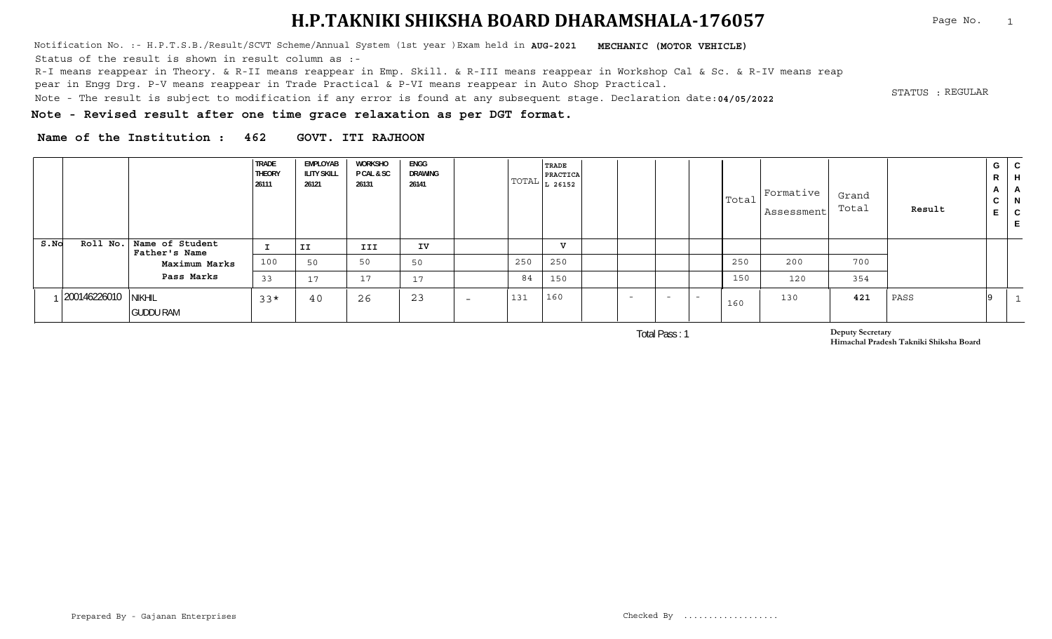# H.P.TAKNIKI SHIKSHA BOARD DHARAMSHALA-176057

Notification No. :- H.P.T.S.B./Result/SCVT Scheme/Annual System (1st year )Exam held in **AUG-2021** **MECHANIC (MOTOR VEHICLE)**

Status of the result is shown in result column as :-

R-I means reappear in Theory. & R-II means reappear in Emp. Skill. & R-III means reappear in Workshop Cal & Sc. & R-IV means reappear in Engg Drg. P-V means reappear in Trade Practical & P-VI means reappear in Auto Shop Practical.

Note - The result is subject to modification if any error is found at any subsequent stage. Declaration date:**04/05/2022**

STATUS : REGULAR

**Note - Revised result after one time grace relaxation as per DGT format.**

**Name of the Institution : 462 GOVT. ITI RAJHOON**

| | | | TRADE THEORY 26111 | EMPLOYABILITY SKILL 26121 | WORKSHOP CAL & SC 26131 | ENGG DRAWING 26141 | | TOTAL | TRADE PRACTICAL 26152 | | | | | Total | Formative Assessment | Grand Total | Result | GRACE | CHANCE |
|---|---|---|---|---|---|---|---|---|---|---|---|---|---|---|---|---|---|---|---|
| S.No | Roll No. | Name of Student / Father's Name | I | II | III | IV | | | V | | | | | | | | | | |
| | | Maximum Marks | 100 | 50 | 50 | 50 | | 250 | 250 | | | | | 250 | 200 | 700 | | | |
| | | Pass Marks | 33 | 17 | 17 | 17 | | 84 | 150 | | | | | 150 | 120 | 354 | | | |
| 1 | 200146226010 | NIKHIL / GUDDU RAM | 33* | 40 | 26 | 23 | - | 131 | 160 | | - | - | - | 160 | 130 | **421** | PASS | 9 | 1 |

Total Pass : 1

**Deputy Secretary**
**Himachal Pradesh Takniki Shiksha Board**

Prepared By - Gajanan Enterprises

Checked By ..................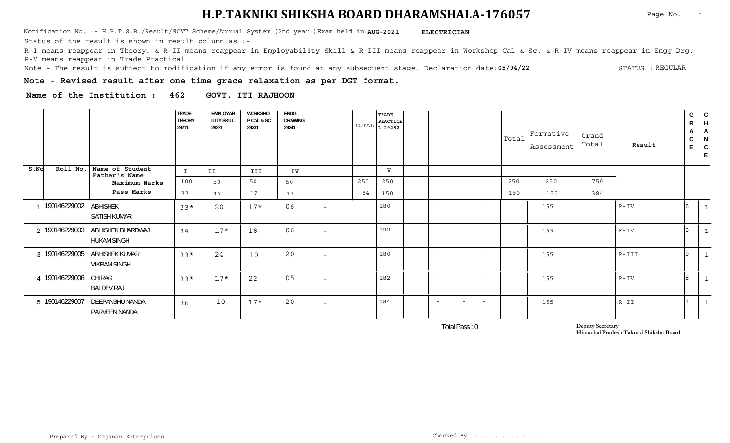# H.P.TAKNIKI SHIKSHA BOARD DHARAMSHALA-176057

Notification No. :- H.P.T.S.B./Result/SCVT Scheme/Annual System (2nd year )Exam held in **AUG-2021** **ELECTRICIAN**

Status of the result is shown in result column as :-

R-I means reappear in Theory. & R-II means reappear in Employability Skill & R-III means reappear in Workshop Cal & Sc. & R-IV means reappear in Engg Drg.

P-V means reappear in Trade Practical

Note - The result is subject to modification if any error is found at any subsequent stage. Declaration date:**05/04/22** STATUS : REGULAR

**Note - Revised result after one time grace relaxation as per DGT format.**

**Name of the Institution : 462 GOVT. ITI RAJHOON**

| S.No | Roll No. | Name of Student / Father's Name | TRADE THEORY 29211 | EMPLOYABILITY SKILL 29221 | WORKSHOP CAL & SC 29231 | ENGG DRAWING 29241 | | TOTAL | TRADE PRACTICAL 29252 | | | | | Total | Formative Assessment | Grand Total | Result | GRACE | CHANCE |
|---|---|---|---|---|---|---|---|---|---|---|---|---|---|---|---|---|---|---|---|
| | | | I | II | III | IV | | | V | | | | | | | | | | |
| | | Maximum Marks | 100 | 50 | 50 | 50 | | 250 | 250 | | | | | 250 | 250 | 750 | | | |
| | | Pass Marks | 33 | 17 | 17 | 17 | | 84 | 150 | | | | | 150 | 150 | 384 | | | |
| 1 | 190146229002 | ABHISHEK<br>SATISH KUMAR | 33* | 20 | 17* | 06 | - | | 180 | | - | - | - | | 155 | | R-IV | 6 | 1 |
| 2 | 190146229003 | ABHISHEK BHARDWAJ<br>HUKAM SINGH | 34 | 17* | 18 | 06 | - | | 192 | | - | - | - | | 163 | | R-IV | 3 | 1 |
| 3 | 190146229005 | ABHISHEK KUMAR<br>VIKRAM SINGH | 33* | 24 | 10 | 20 | - | | 180 | | - | - | - | | 155 | | R-III | 9 | 1 |
| 4 | 190146229006 | CHIRAG<br>BALDEV RAJ | 33* | 17* | 22 | 05 | - | | 182 | | - | - | - | | 155 | | R-IV | 8 | 1 |
| 5 | 190146229007 | DEEPANSHU NANDA<br>PARVEEN NANDA | 36 | 10 | 17* | 20 | - | | 184 | | - | - | - | | 155 | | R-II | 1 | 1 |

Total Pass : 0

**Deputy Secretary**
**Himachal Pradesh Takniki Shiksha Board**

Prepared By - Gajanan Enterprises

Checked By ..................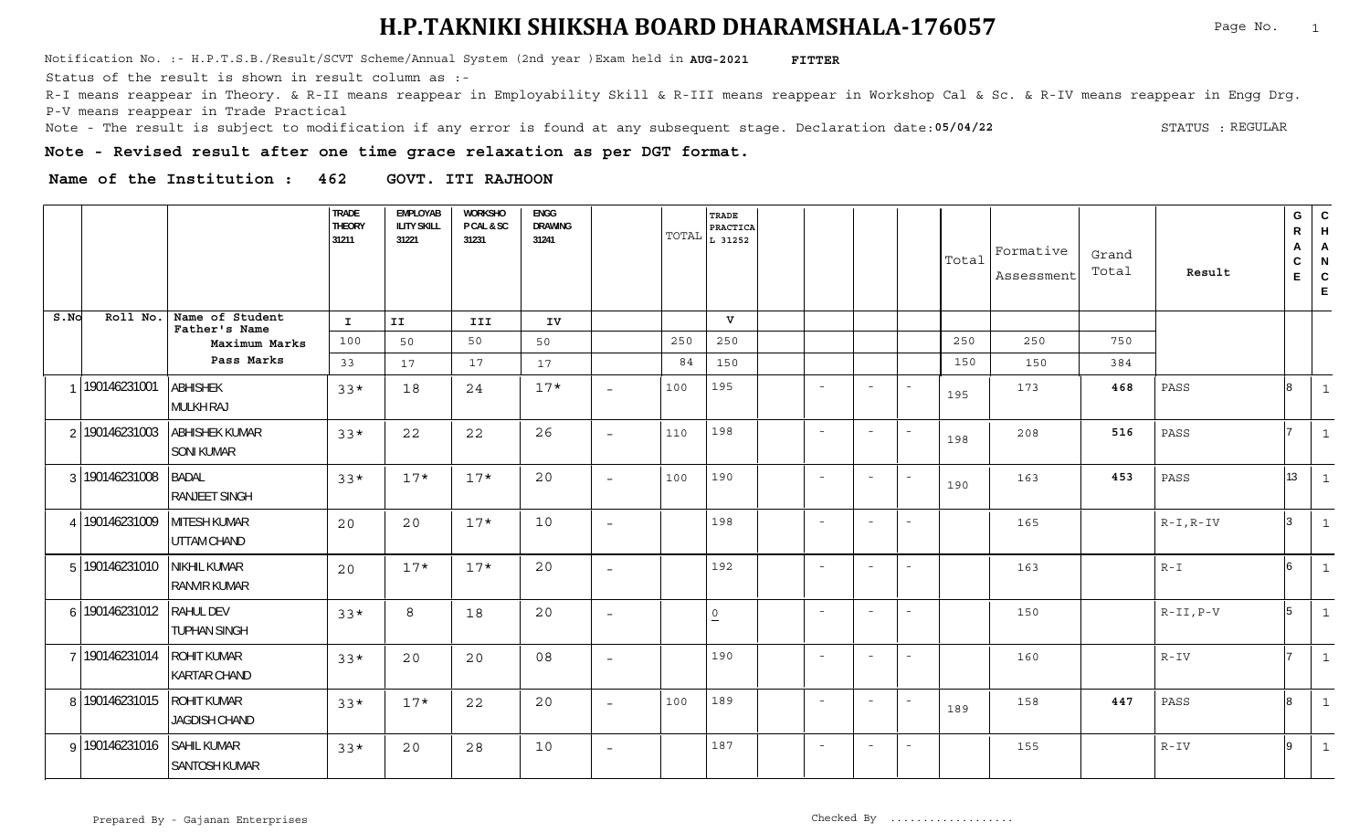# H.P.TAKNIKI SHIKSHA BOARD DHARAMSHALA-176057

Notification No. :- H.P.T.S.B./Result/SCVT Scheme/Annual System (2nd year )Exam held in **AUG-2021** **FITTER**

Status of the result is shown in result column as :-

R-I means reappear in Theory. & R-II means reappear in Employability Skill & R-III means reappear in Workshop Cal & Sc. & R-IV means reappear in Engg Drg.

P-V means reappear in Trade Practical

Note - The result is subject to modification if any error is found at any subsequent stage. Declaration date:**05/04/22** STATUS : REGULAR

**Note - Revised result after one time grace relaxation as per DGT format.**

**Name of the Institution : 462 GOVT. ITI RAJHOON**

| S.No | Roll No. | Name of Student / Father's Name | TRADE THEORY 31211 | EMPLOYABILITY SKILL 31221 | WORKSHOP CAL & SC 31231 | ENGG DRAWING 31241 | | TOTAL | TRADE PRACTICAL 31252 | | | | | Total | Formative Assessment | Grand Total | Result | GRACE | CHANCE |
|---|---|---|---|---|---|---|---|---|---|---|---|---|---|---|---|---|---|---|---|
| | | | I | II | III | IV | | | V | | | | | | | | | | |
| | | Maximum Marks | 100 | 50 | 50 | 50 | | 250 | 250 | | | | | 250 | 250 | 750 | | | |
| | | Pass Marks | 33 | 17 | 17 | 17 | | 84 | 150 | | | | | 150 | 150 | 384 | | | |
| 1 | 190146231001 | ABHISHEK / MULKH RAJ | 33* | 18 | 24 | 17* | - | 100 | 195 | | - | - | - | 195 | 173 | 468 | PASS | 8 | 1 |
| 2 | 190146231003 | ABHISHEK KUMAR / SONI KUMAR | 33* | 22 | 22 | 26 | - | 110 | 198 | | - | - | - | 198 | 208 | 516 | PASS | 7 | 1 |
| 3 | 190146231008 | BADAL / RANJEET SINGH | 33* | 17* | 17* | 20 | - | 100 | 190 | | - | - | - | 190 | 163 | 453 | PASS | 13 | 1 |
| 4 | 190146231009 | MITESH KUMAR / UTTAM CHAND | 20 | 20 | 17* | 10 | - | | 198 | | - | - | - | | 165 | | R-I,R-IV | 3 | 1 |
| 5 | 190146231010 | NIKHIL KUMAR / RANVIR KUMAR | 20 | 17* | 17* | 20 | - | | 192 | | - | - | - | | 163 | | R-I | 6 | 1 |
| 6 | 190146231012 | RAHUL DEV / TUPHAN SINGH | 33* | 8 | 18 | 20 | - | | 0 | | - | - | - | | 150 | | R-II,P-V | 5 | 1 |
| 7 | 190146231014 | ROHIT KUMAR / KARTAR CHAND | 33* | 20 | 20 | 08 | - | | 190 | | - | - | - | | 160 | | R-IV | 7 | 1 |
| 8 | 190146231015 | ROHIT KUMAR / JAGDISH CHAND | 33* | 17* | 22 | 20 | - | 100 | 189 | | - | - | - | 189 | 158 | 447 | PASS | 8 | 1 |
| 9 | 190146231016 | SAHIL KUMAR / SANTOSH KUMAR | 33* | 20 | 28 | 10 | - | | 187 | | - | - | - | | 155 | | R-IV | 9 | 1 |

Prepared By - Gajanan Enterprises Checked By ..................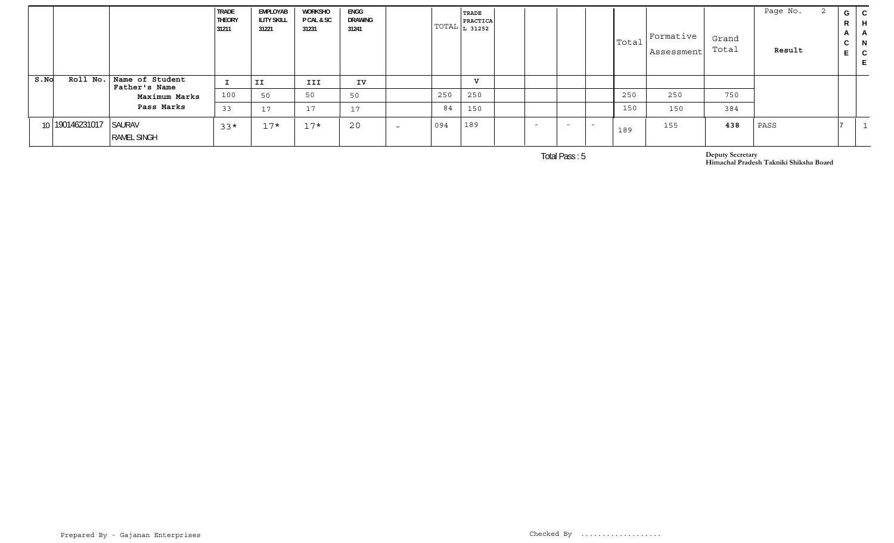| S.No | Roll No. | Name of Student<br>Father's Name | TRADE THEORY 31211 | EMPLOYABILITY SKILL 31221 | WORKSHOP CAL & SC 31231 | ENGG DRAWING 31241 | | TOTAL | TRADE PRACTICAL 31252 | | | | | Total | Formative Assessment | Grand Total | Page No. 2<br>Result | GRACE | CHANCE |
|---|---|---|---|---|---|---|---|---|---|---|---|---|---|---|---|---|---|---|---|
| | | | I | II | III | IV | | | V | | | | | | | | | | |
| | | Maximum Marks | 100 | 50 | 50 | 50 | | 250 | 250 | | | | | 250 | 250 | 750 | | | |
| | | Pass Marks | 33 | 17 | 17 | 17 | | 84 | 150 | | | | | 150 | 150 | 384 | | | |
| 10 | 190146231017 | SAURAV<br>RAMEL SINGH | 33* | 17* | 17* | 20 | - | 094 | 189 | | - | - | - | 189 | 155 | 438 | PASS | 7 | 1 |

Total Pass : 5

**Deputy Secretary**
**Himachal Pradesh Takniki Shiksha Board**

Prepared By - Gajanan Enterprises

Checked By ...................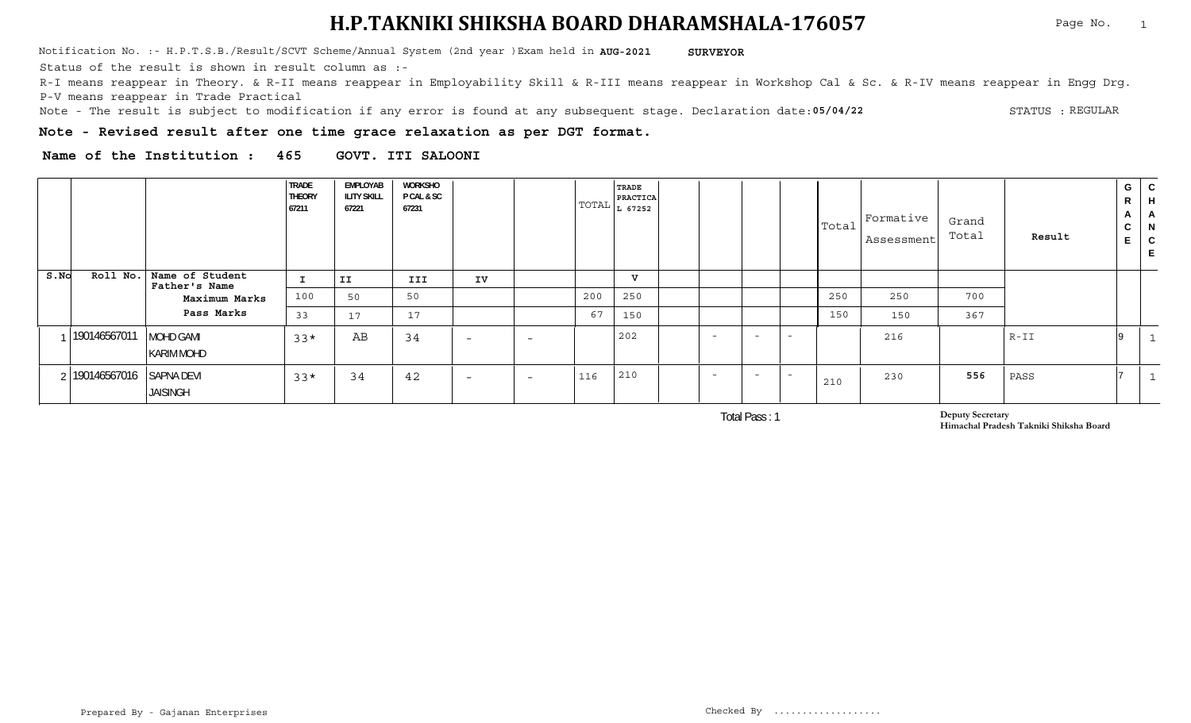# H.P.TAKNIKI SHIKSHA BOARD DHARAMSHALA-176057

Notification No. :- H.P.T.S.B./Result/SCVT Scheme/Annual System (2nd year )Exam held in **AUG-2021** **SURVEYOR**

Status of the result is shown in result column as :-

R-I means reappear in Theory. & R-II means reappear in Employability Skill & R-III means reappear in Workshop Cal & Sc. & R-IV means reappear in Engg Drg.

P-V means reappear in Trade Practical

Note - The result is subject to modification if any error is found at any subsequent stage. Declaration date:**05/04/22** STATUS : REGULAR

**Note - Revised result after one time grace relaxation as per DGT format.**

**Name of the Institution : 465 GOVT. ITI SALOONI**

| S.No | Roll No. | Name of Student / Father's Name | TRADE THEORY 67211 | EMPLOYABILITY SKILL 67221 | WORKSHOP CAL & SC 67231 | | | TOTAL | TRADE PRACTICAL 67252 | | | | | Total | Formative Assessment | Grand Total | Result | GRACE | CHANCE |
|---|---|---|---|---|---|---|---|---|---|---|---|---|---|---|---|---|---|---|---|
| | | | I | II | III | IV | | | V | | | | | | | | | | |
| | | Maximum Marks | 100 | 50 | 50 | | | 200 | 250 | | | | | 250 | 250 | 700 | | | |
| | | Pass Marks | 33 | 17 | 17 | | | 67 | 150 | | | | | 150 | 150 | 367 | | | |
| 1 | 190146567011 | MOHD GAMI / KARIM MOHD | 33* | AB | 34 | - | - | | 202 | | - | - | - | | 216 | | R-II | 9 | 1 |
| 2 | 190146567016 | SAPNA DEVI / JAISINGH | 33* | 34 | 42 | - | - | 116 | 210 | | - | - | - | 210 | 230 | **556** | PASS | 7 | 1 |

Total Pass : 1

Deputy Secretary
Himachal Pradesh Takniki Shiksha Board

Prepared By - Gajanan Enterprises

Checked By ..................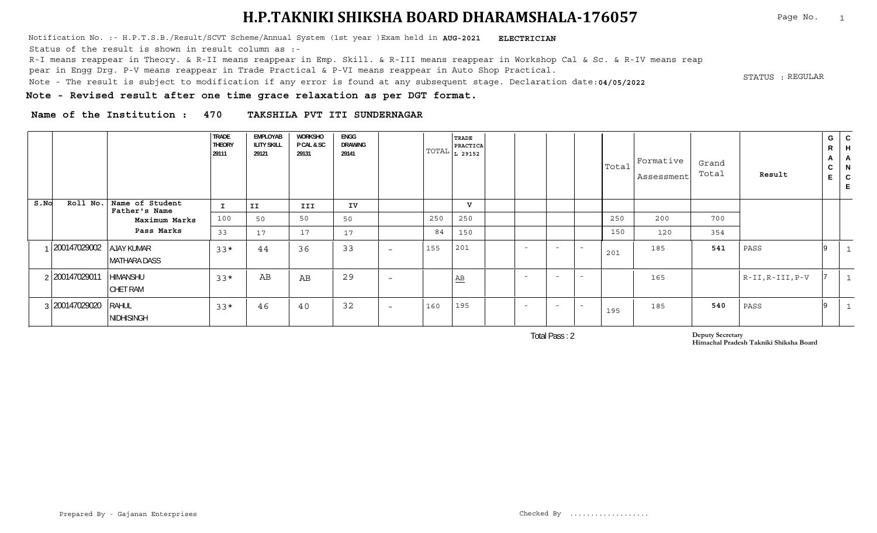# H.P.TAKNIKI SHIKSHA BOARD DHARAMSHALA-176057

Notification No. :- H.P.T.S.B./Result/SCVT Scheme/Annual System (1st year )Exam held in **AUG-2021** **ELECTRICIAN**

Status of the result is shown in result column as :-

R-I means reappear in Theory. & R-II means reappear in Emp. Skill. & R-III means reappear in Workshop Cal & Sc. & R-IV means reappear in Engg Drg. P-V means reappear in Trade Practical & P-VI means reappear in Auto Shop Practical.

Note - The result is subject to modification if any error is found at any subsequent stage. Declaration date:**04/05/2022**

STATUS : REGULAR

**Note - Revised result after one time grace relaxation as per DGT format.**

**Name of the Institution : 470 TAKSHILA PVT ITI SUNDERNAGAR**

| S.No | Roll No. | Name of Student / Father's Name | TRADE THEORY 29111 | EMPLOYABILITY SKILL 29121 | WORKSHOP CAL & SC 29131 | ENGG DRAWING 29141 | | TOTAL | TRADE PRACTICAL 29152 | | | | | Total | Formative Assessment | Grand Total | Result | GRACE | CHANCE |
|---|---|---|---|---|---|---|---|---|---|---|---|---|---|---|---|---|---|---|---|
| | | | I | II | III | IV | | | V | | | | | | | | | | |
| | | Maximum Marks | 100 | 50 | 50 | 50 | | 250 | 250 | | | | | 250 | 200 | 700 | | | |
| | | Pass Marks | 33 | 17 | 17 | 17 | | 84 | 150 | | | | | 150 | 120 | 354 | | | |
| 1 | 200147029002 | AJAY KUMAR / MATHARA DASS | 33* | 44 | 36 | 33 | - | 155 | 201 | | - | - | - | 201 | 185 | 541 | PASS | 9 | 1 |
| 2 | 200147029011 | HIMANSHU / CHET RAM | 33* | AB | AB | 29 | - | | AB | | - | - | - | | 165 | | R-II,R-III,P-V | 7 | 1 |
| 3 | 200147029020 | RAHUL / NIDHISINGH | 33* | 46 | 40 | 32 | - | 160 | 195 | | - | - | - | 195 | 185 | 540 | PASS | 9 | 1 |

Total Pass : 2

**Deputy Secretary**
**Himachal Pradesh Takniki Shiksha Board**

Prepared By - Gajanan Enterprises

Checked By ..................